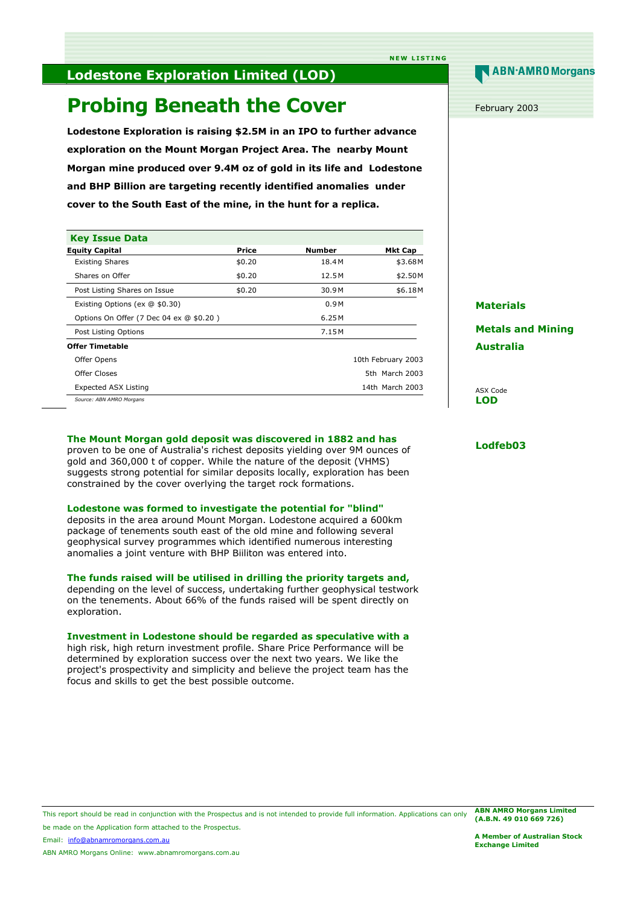NEW LISTING

# Lodestone Exploration Limited (LOD)

February 2003

## Probing Beneath the Cover

**Lodestone Exploration is raising $2.5M in an IPO to further advance exploration on the Mount Morgan Project Area. The nearby Mount Morgan mine produced over 9.4M oz of gold in its life and Lodestone and BHP Billion are targeting recently identified anomalies under cover to the South East of the mine, in the hunt for a replica.**

**Key Issue Data**

| Equity Capital | Price | Number | Mkt Cap |
|---|---|---|---|
| Existing Shares | $0.20 | 18.4M | $3.68M |
| Shares on Offer | $0.20 | 12.5M | $2.50M |
| Post Listing Shares on Issue | $0.20 | 30.9M | $6.18M |
| Existing Options (ex @ $0.30) | | 0.9M | |
| Options On Offer (7 Dec 04 ex @ $0.20 ) | | 6.25M | |
| Post Listing Options | | 7.15M | |
| **Offer Timetable** | | | |
| Offer Opens | | | 10th February 2003 |
| Offer Closes | | | 5th March 2003 |
| Expected ASX Listing | | | 14th March 2003 |

*Source: ABN AMRO Morgans*

Materials

Metals and Mining

Australia

ASX Code
**LOD**

**Lodfeb03**

**The Mount Morgan gold deposit was discovered in 1882 and has** proven to be one of Australia's richest deposits yielding over 9M ounces of gold and 360,000 t of copper. While the nature of the deposit (VHMS) suggests strong potential for similar deposits locally, exploration has been constrained by the cover overlying the target rock formations.

**Lodestone was formed to investigate the potential for "blind"** deposits in the area around Mount Morgan. Lodestone acquired a 600km package of tenements south east of the old mine and following several geophysical survey programmes which identified numerous interesting anomalies a joint venture with BHP Biiliton was entered into.

**The funds raised will be utilised in drilling the priority targets and,** depending on the level of success, undertaking further geophysical testwork on the tenements. About 66% of the funds raised will be spent directly on exploration.

**Investment in Lodestone should be regarded as speculative with a** high risk, high return investment profile. Share Price Performance will be determined by exploration success over the next two years. We like the project's prospectivity and simplicity and believe the project team has the focus and skills to get the best possible outcome.

This report should be read in conjunction with the Prospectus and is not intended to provide full information. Applications can only be made on the Application form attached to the Prospectus.

Email: info@abnamromorgans.com.au

ABN AMRO Morgans Online: www.abnamromorgans.com.au

**ABN AMRO Morgans Limited (A.B.N. 49 010 669 726)**

**A Member of Australian Stock Exchange Limited**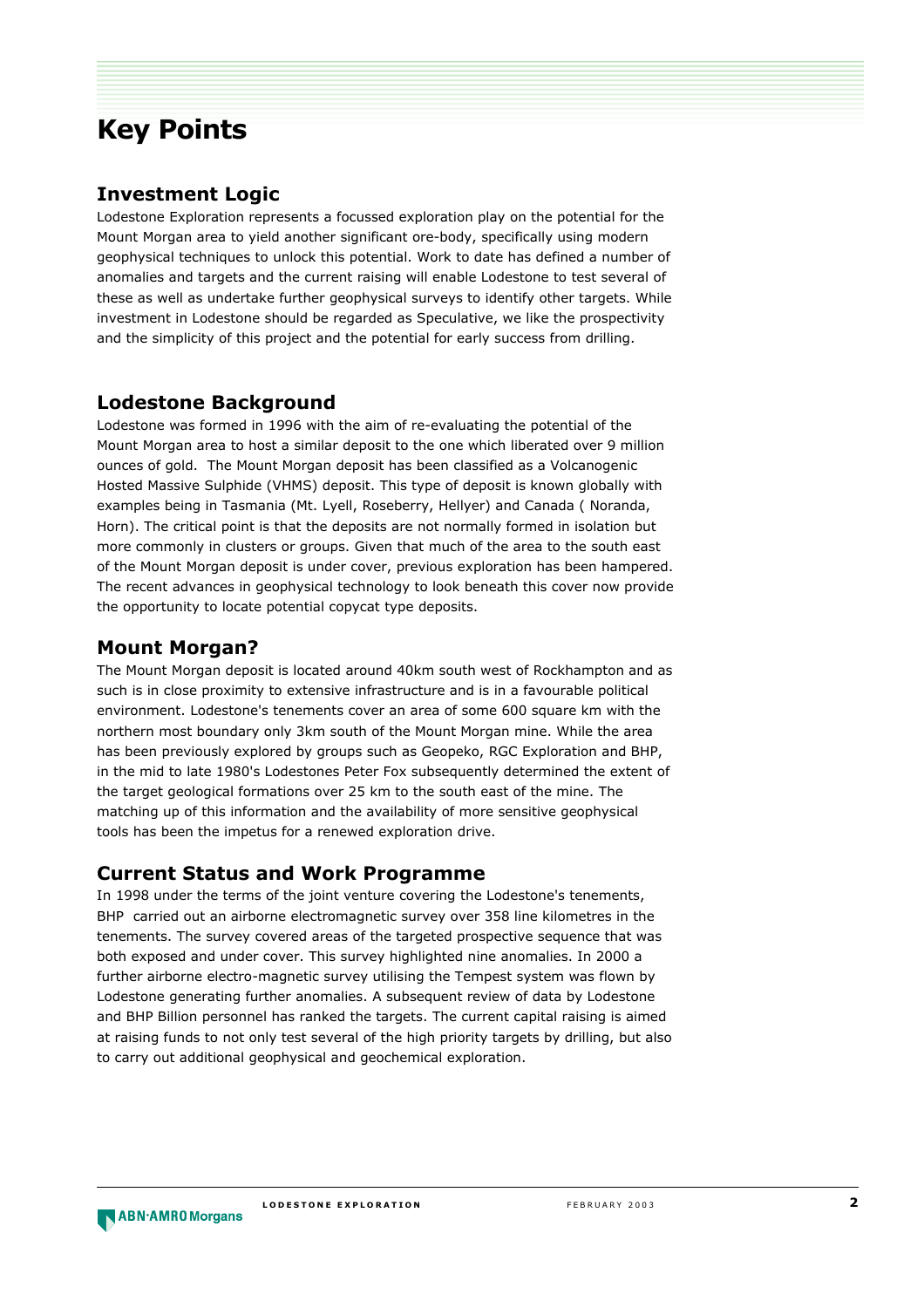# Key Points

## Investment Logic

Lodestone Exploration represents a focussed exploration play on the potential for the Mount Morgan area to yield another significant ore-body, specifically using modern geophysical techniques to unlock this potential. Work to date has defined a number of anomalies and targets and the current raising will enable Lodestone to test several of these as well as undertake further geophysical surveys to identify other targets. While investment in Lodestone should be regarded as Speculative, we like the prospectivity and the simplicity of this project and the potential for early success from drilling.

## Lodestone Background

Lodestone was formed in 1996 with the aim of re-evaluating the potential of the Mount Morgan area to host a similar deposit to the one which liberated over 9 million ounces of gold. The Mount Morgan deposit has been classified as a Volcanogenic Hosted Massive Sulphide (VHMS) deposit. This type of deposit is known globally with examples being in Tasmania (Mt. Lyell, Roseberry, Hellyer) and Canada ( Noranda, Horn). The critical point is that the deposits are not normally formed in isolation but more commonly in clusters or groups. Given that much of the area to the south east of the Mount Morgan deposit is under cover, previous exploration has been hampered. The recent advances in geophysical technology to look beneath this cover now provide the opportunity to locate potential copycat type deposits.

## Mount Morgan?

The Mount Morgan deposit is located around 40km south west of Rockhampton and as such is in close proximity to extensive infrastructure and is in a favourable political environment. Lodestone's tenements cover an area of some 600 square km with the northern most boundary only 3km south of the Mount Morgan mine. While the area has been previously explored by groups such as Geopeko, RGC Exploration and BHP, in the mid to late 1980's Lodestones Peter Fox subsequently determined the extent of the target geological formations over 25 km to the south east of the mine. The matching up of this information and the availability of more sensitive geophysical tools has been the impetus for a renewed exploration drive.

## Current Status and Work Programme

In 1998 under the terms of the joint venture covering the Lodestone's tenements, BHP carried out an airborne electromagnetic survey over 358 line kilometres in the tenements. The survey covered areas of the targeted prospective sequence that was both exposed and under cover. This survey highlighted nine anomalies. In 2000 a further airborne electro-magnetic survey utilising the Tempest system was flown by Lodestone generating further anomalies. A subsequent review of data by Lodestone and BHP Billion personnel has ranked the targets. The current capital raising is aimed at raising funds to not only test several of the high priority targets by drilling, but also to carry out additional geophysical and geochemical exploration.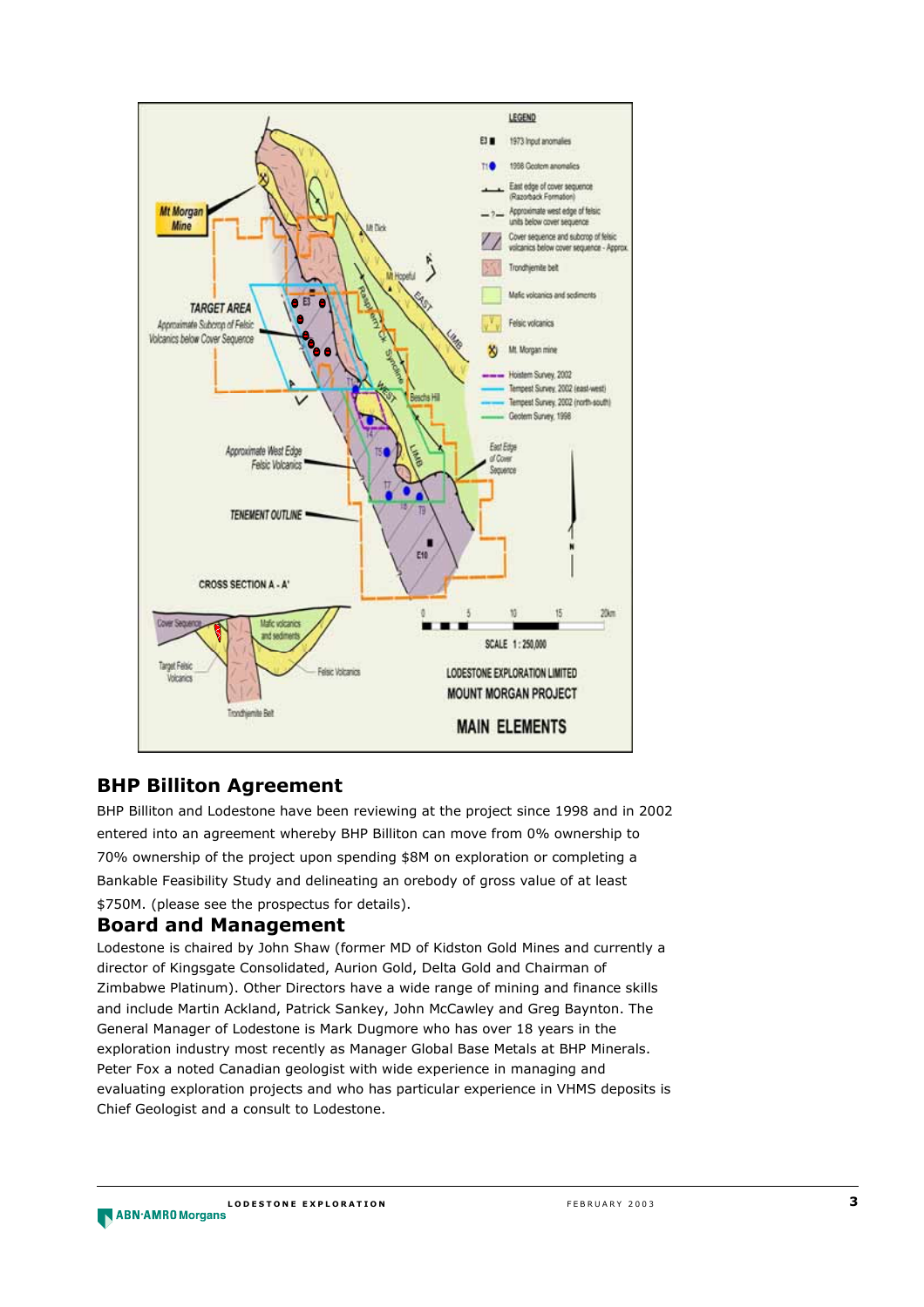## BHP Billiton Agreement

BHP Billiton and Lodestone have been reviewing at the project since 1998 and in 2002 entered into an agreement whereby BHP Billiton can move from 0% ownership to 70% ownership of the project upon spending $8M on exploration or completing a Bankable Feasibility Study and delineating an orebody of gross value of at least $750M. (please see the prospectus for details).

## Board and Management

Lodestone is chaired by John Shaw (former MD of Kidston Gold Mines and currently a director of Kingsgate Consolidated, Aurion Gold, Delta Gold and Chairman of Zimbabwe Platinum). Other Directors have a wide range of mining and finance skills and include Martin Ackland, Patrick Sankey, John McCawley and Greg Baynton. The General Manager of Lodestone is Mark Dugmore who has over 18 years in the exploration industry most recently as Manager Global Base Metals at BHP Minerals. Peter Fox a noted Canadian geologist with wide experience in managing and evaluating exploration projects and who has particular experience in VHMS deposits is Chief Geologist and a consult to Lodestone.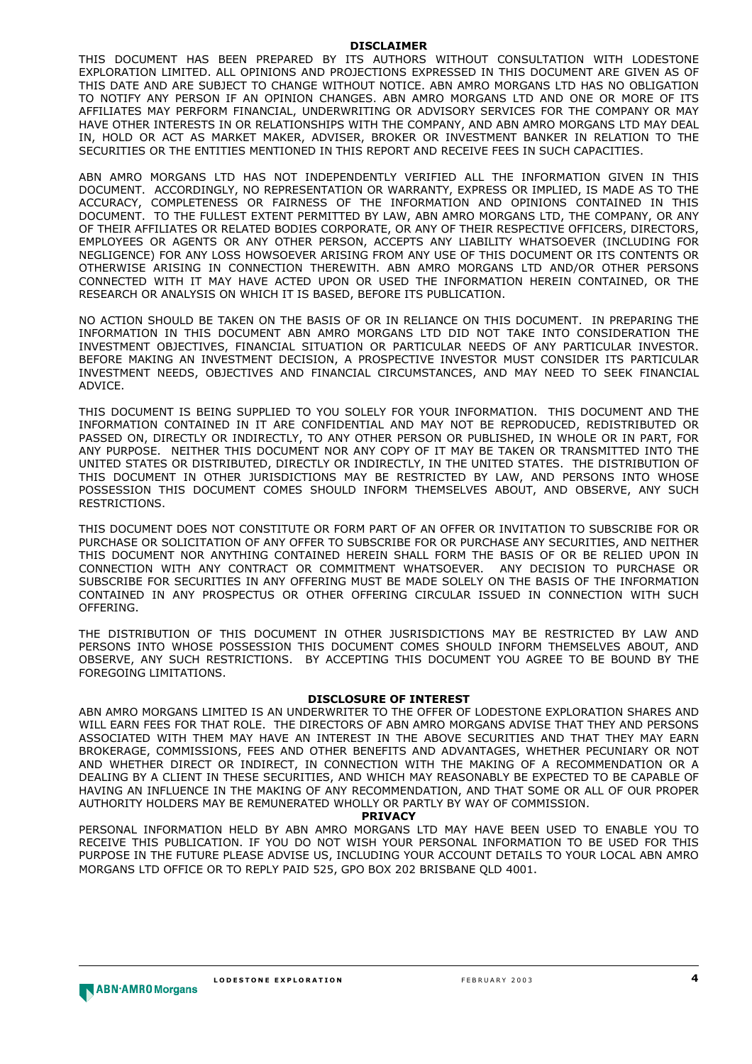## DISCLAIMER

THIS DOCUMENT HAS BEEN PREPARED BY ITS AUTHORS WITHOUT CONSULTATION WITH LODESTONE EXPLORATION LIMITED. ALL OPINIONS AND PROJECTIONS EXPRESSED IN THIS DOCUMENT ARE GIVEN AS OF THIS DATE AND ARE SUBJECT TO CHANGE WITHOUT NOTICE. ABN AMRO MORGANS LTD HAS NO OBLIGATION TO NOTIFY ANY PERSON IF AN OPINION CHANGES. ABN AMRO MORGANS LTD AND ONE OR MORE OF ITS AFFILIATES MAY PERFORM FINANCIAL, UNDERWRITING OR ADVISORY SERVICES FOR THE COMPANY OR MAY HAVE OTHER INTERESTS IN OR RELATIONSHIPS WITH THE COMPANY, AND ABN AMRO MORGANS LTD MAY DEAL IN, HOLD OR ACT AS MARKET MAKER, ADVISER, BROKER OR INVESTMENT BANKER IN RELATION TO THE SECURITIES OR THE ENTITIES MENTIONED IN THIS REPORT AND RECEIVE FEES IN SUCH CAPACITIES.

ABN AMRO MORGANS LTD HAS NOT INDEPENDENTLY VERIFIED ALL THE INFORMATION GIVEN IN THIS DOCUMENT. ACCORDINGLY, NO REPRESENTATION OR WARRANTY, EXPRESS OR IMPLIED, IS MADE AS TO THE ACCURACY, COMPLETENESS OR FAIRNESS OF THE INFORMATION AND OPINIONS CONTAINED IN THIS DOCUMENT. TO THE FULLEST EXTENT PERMITTED BY LAW, ABN AMRO MORGANS LTD, THE COMPANY, OR ANY OF THEIR AFFILIATES OR RELATED BODIES CORPORATE, OR ANY OF THEIR RESPECTIVE OFFICERS, DIRECTORS, EMPLOYEES OR AGENTS OR ANY OTHER PERSON, ACCEPTS ANY LIABILITY WHATSOEVER (INCLUDING FOR NEGLIGENCE) FOR ANY LOSS HOWSOEVER ARISING FROM ANY USE OF THIS DOCUMENT OR ITS CONTENTS OR OTHERWISE ARISING IN CONNECTION THEREWITH. ABN AMRO MORGANS LTD AND/OR OTHER PERSONS CONNECTED WITH IT MAY HAVE ACTED UPON OR USED THE INFORMATION HEREIN CONTAINED, OR THE RESEARCH OR ANALYSIS ON WHICH IT IS BASED, BEFORE ITS PUBLICATION.

NO ACTION SHOULD BE TAKEN ON THE BASIS OF OR IN RELIANCE ON THIS DOCUMENT. IN PREPARING THE INFORMATION IN THIS DOCUMENT ABN AMRO MORGANS LTD DID NOT TAKE INTO CONSIDERATION THE INVESTMENT OBJECTIVES, FINANCIAL SITUATION OR PARTICULAR NEEDS OF ANY PARTICULAR INVESTOR. BEFORE MAKING AN INVESTMENT DECISION, A PROSPECTIVE INVESTOR MUST CONSIDER ITS PARTICULAR INVESTMENT NEEDS, OBJECTIVES AND FINANCIAL CIRCUMSTANCES, AND MAY NEED TO SEEK FINANCIAL ADVICE.

THIS DOCUMENT IS BEING SUPPLIED TO YOU SOLELY FOR YOUR INFORMATION. THIS DOCUMENT AND THE INFORMATION CONTAINED IN IT ARE CONFIDENTIAL AND MAY NOT BE REPRODUCED, REDISTRIBUTED OR PASSED ON, DIRECTLY OR INDIRECTLY, TO ANY OTHER PERSON OR PUBLISHED, IN WHOLE OR IN PART, FOR ANY PURPOSE. NEITHER THIS DOCUMENT NOR ANY COPY OF IT MAY BE TAKEN OR TRANSMITTED INTO THE UNITED STATES OR DISTRIBUTED, DIRECTLY OR INDIRECTLY, IN THE UNITED STATES. THE DISTRIBUTION OF THIS DOCUMENT IN OTHER JURISDICTIONS MAY BE RESTRICTED BY LAW, AND PERSONS INTO WHOSE POSSESSION THIS DOCUMENT COMES SHOULD INFORM THEMSELVES ABOUT, AND OBSERVE, ANY SUCH RESTRICTIONS.

THIS DOCUMENT DOES NOT CONSTITUTE OR FORM PART OF AN OFFER OR INVITATION TO SUBSCRIBE FOR OR PURCHASE OR SOLICITATION OF ANY OFFER TO SUBSCRIBE FOR OR PURCHASE ANY SECURITIES, AND NEITHER THIS DOCUMENT NOR ANYTHING CONTAINED HEREIN SHALL FORM THE BASIS OF OR BE RELIED UPON IN CONNECTION WITH ANY CONTRACT OR COMMITMENT WHATSOEVER. ANY DECISION TO PURCHASE OR SUBSCRIBE FOR SECURITIES IN ANY OFFERING MUST BE MADE SOLELY ON THE BASIS OF THE INFORMATION CONTAINED IN ANY PROSPECTUS OR OTHER OFFERING CIRCULAR ISSUED IN CONNECTION WITH SUCH OFFERING.

THE DISTRIBUTION OF THIS DOCUMENT IN OTHER JUSRISDICTIONS MAY BE RESTRICTED BY LAW AND PERSONS INTO WHOSE POSSESSION THIS DOCUMENT COMES SHOULD INFORM THEMSELVES ABOUT, AND OBSERVE, ANY SUCH RESTRICTIONS. BY ACCEPTING THIS DOCUMENT YOU AGREE TO BE BOUND BY THE FOREGOING LIMITATIONS.

## DISCLOSURE OF INTEREST

ABN AMRO MORGANS LIMITED IS AN UNDERWRITER TO THE OFFER OF LODESTONE EXPLORATION SHARES AND WILL EARN FEES FOR THAT ROLE. THE DIRECTORS OF ABN AMRO MORGANS ADVISE THAT THEY AND PERSONS ASSOCIATED WITH THEM MAY HAVE AN INTEREST IN THE ABOVE SECURITIES AND THAT THEY MAY EARN BROKERAGE, COMMISSIONS, FEES AND OTHER BENEFITS AND ADVANTAGES, WHETHER PECUNIARY OR NOT AND WHETHER DIRECT OR INDIRECT, IN CONNECTION WITH THE MAKING OF A RECOMMENDATION OR A DEALING BY A CLIENT IN THESE SECURITIES, AND WHICH MAY REASONABLY BE EXPECTED TO BE CAPABLE OF HAVING AN INFLUENCE IN THE MAKING OF ANY RECOMMENDATION, AND THAT SOME OR ALL OF OUR PROPER AUTHORITY HOLDERS MAY BE REMUNERATED WHOLLY OR PARTLY BY WAY OF COMMISSION.

## PRIVACY

PERSONAL INFORMATION HELD BY ABN AMRO MORGANS LTD MAY HAVE BEEN USED TO ENABLE YOU TO RECEIVE THIS PUBLICATION. IF YOU DO NOT WISH YOUR PERSONAL INFORMATION TO BE USED FOR THIS PURPOSE IN THE FUTURE PLEASE ADVISE US, INCLUDING YOUR ACCOUNT DETAILS TO YOUR LOCAL ABN AMRO MORGANS LTD OFFICE OR TO REPLY PAID 525, GPO BOX 202 BRISBANE QLD 4001.